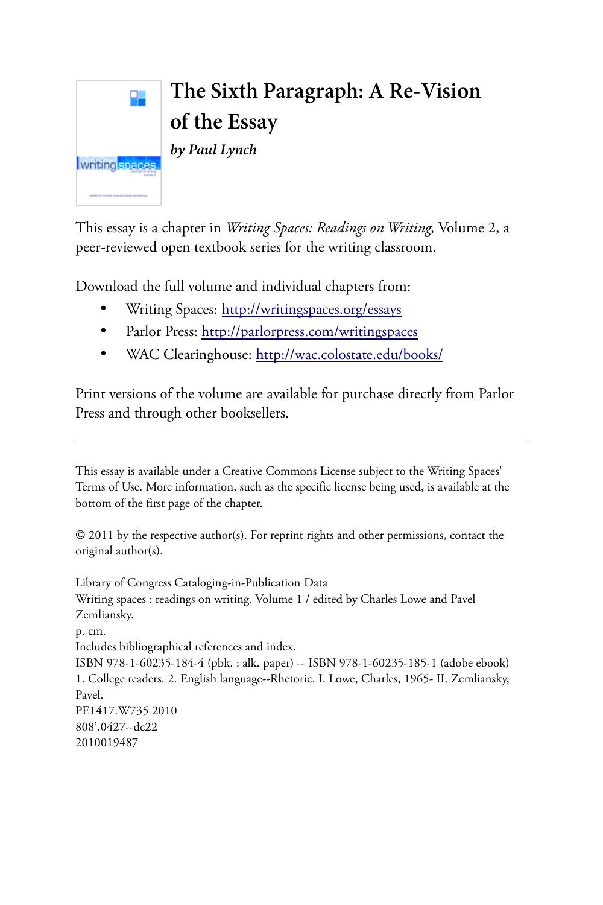# The Sixth Paragraph: A Re-Vision of the Essay

*by Paul Lynch*

This essay is a chapter in *Writing Spaces: Readings on Writing,* Volume 2, a peer-reviewed open textbook series for the writing classroom.

Download the full volume and individual chapters from:

- Writing Spaces: http://writingspaces.org/essays
- Parlor Press: http://parlorpress.com/writingspaces
- WAC Clearinghouse: http://wac.colostate.edu/books/

Print versions of the volume are available for purchase directly from Parlor Press and through other booksellers.

---

This essay is available under a Creative Commons License subject to the Writing Spaces' Terms of Use. More information, such as the specific license being used, is available at the bottom of the first page of the chapter.

© 2011 by the respective author(s). For reprint rights and other permissions, contact the original author(s).

Library of Congress Cataloging-in-Publication Data
Writing spaces : readings on writing. Volume 1 / edited by Charles Lowe and Pavel Zemliansky.
p. cm.
Includes bibliographical references and index.
ISBN 978-1-60235-184-4 (pbk. : alk. paper) -- ISBN 978-1-60235-185-1 (adobe ebook)
1. College readers. 2. English language--Rhetoric. I. Lowe, Charles, 1965- II. Zemliansky, Pavel.
PE1417.W735 2010
808'.0427--dc22
2010019487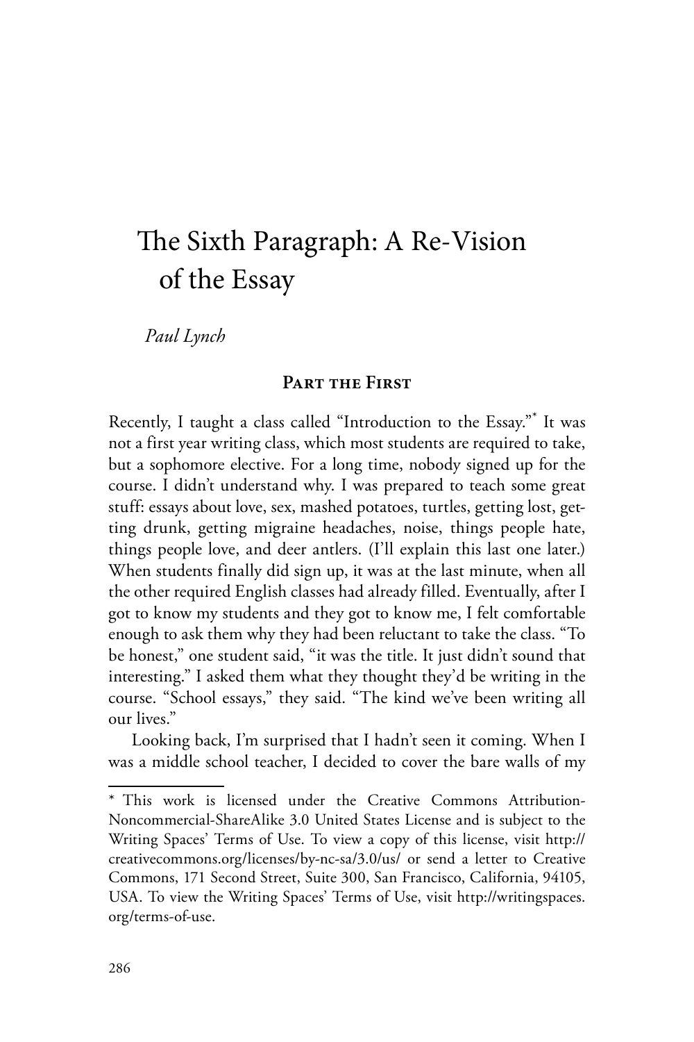# The Sixth Paragraph: A Re-Vision of the Essay

*Paul Lynch*

## Part the First

Recently, I taught a class called "Introduction to the Essay."[*] It was not a first year writing class, which most students are required to take, but a sophomore elective. For a long time, nobody signed up for the course. I didn't understand why. I was prepared to teach some great stuff: essays about love, sex, mashed potatoes, turtles, getting lost, getting drunk, getting migraine headaches, noise, things people hate, things people love, and deer antlers. (I'll explain this last one later.) When students finally did sign up, it was at the last minute, when all the other required English classes had already filled. Eventually, after I got to know my students and they got to know me, I felt comfortable enough to ask them why they had been reluctant to take the class. "To be honest," one student said, "it was the title. It just didn't sound that interesting." I asked them what they thought they'd be writing in the course. "School essays," they said. "The kind we've been writing all our lives."

Looking back, I'm surprised that I hadn't seen it coming. When I was a middle school teacher, I decided to cover the bare walls of my

[*] This work is licensed under the Creative Commons Attribution-Noncommercial-ShareAlike 3.0 United States License and is subject to the Writing Spaces' Terms of Use. To view a copy of this license, visit http://creativecommons.org/licenses/by-nc-sa/3.0/us/ or send a letter to Creative Commons, 171 Second Street, Suite 300, San Francisco, California, 94105, USA. To view the Writing Spaces' Terms of Use, visit http://writingspaces.org/terms-of-use.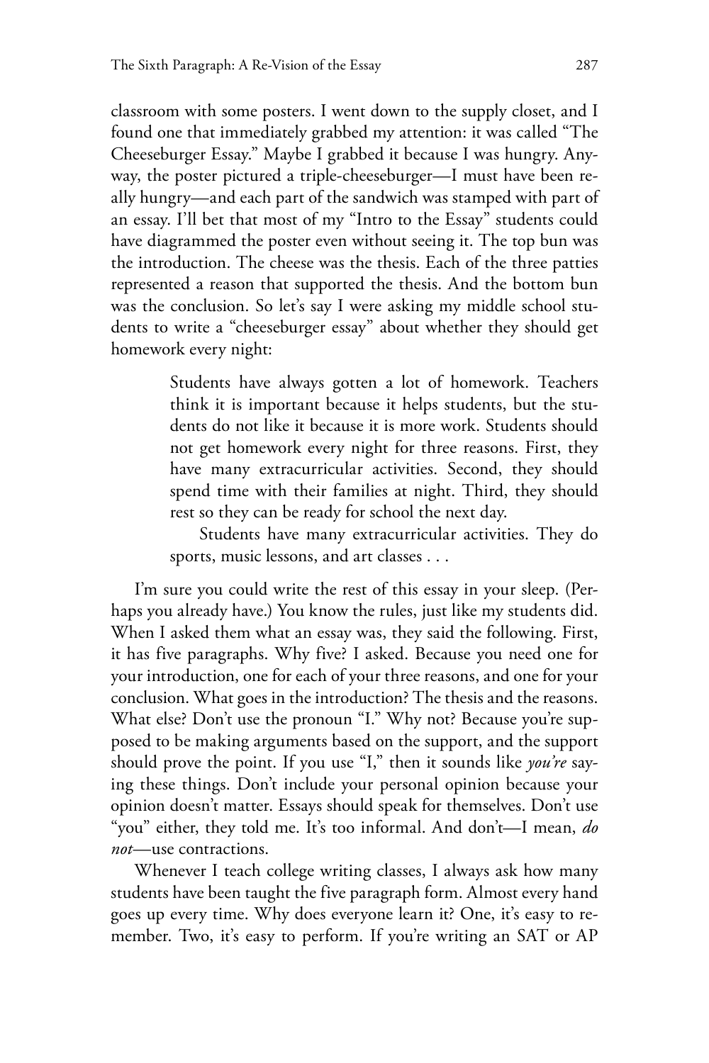classroom with some posters. I went down to the supply closet, and I found one that immediately grabbed my attention: it was called "The Cheeseburger Essay." Maybe I grabbed it because I was hungry. Anyway, the poster pictured a triple-cheeseburger—I must have been really hungry—and each part of the sandwich was stamped with part of an essay. I'll bet that most of my "Intro to the Essay" students could have diagrammed the poster even without seeing it. The top bun was the introduction. The cheese was the thesis. Each of the three patties represented a reason that supported the thesis. And the bottom bun was the conclusion. So let's say I were asking my middle school students to write a "cheeseburger essay" about whether they should get homework every night:

> Students have always gotten a lot of homework. Teachers think it is important because it helps students, but the students do not like it because it is more work. Students should not get homework every night for three reasons. First, they have many extracurricular activities. Second, they should spend time with their families at night. Third, they should rest so they can be ready for school the next day.
>
> Students have many extracurricular activities. They do sports, music lessons, and art classes . . .

I'm sure you could write the rest of this essay in your sleep. (Perhaps you already have.) You know the rules, just like my students did. When I asked them what an essay was, they said the following. First, it has five paragraphs. Why five? I asked. Because you need one for your introduction, one for each of your three reasons, and one for your conclusion. What goes in the introduction? The thesis and the reasons. What else? Don't use the pronoun "I." Why not? Because you're supposed to be making arguments based on the support, and the support should prove the point. If you use "I," then it sounds like *you're* saying these things. Don't include your personal opinion because your opinion doesn't matter. Essays should speak for themselves. Don't use "you" either, they told me. It's too informal. And don't—I mean, *do not*—use contractions.

Whenever I teach college writing classes, I always ask how many students have been taught the five paragraph form. Almost every hand goes up every time. Why does everyone learn it? One, it's easy to remember. Two, it's easy to perform. If you're writing an SAT or AP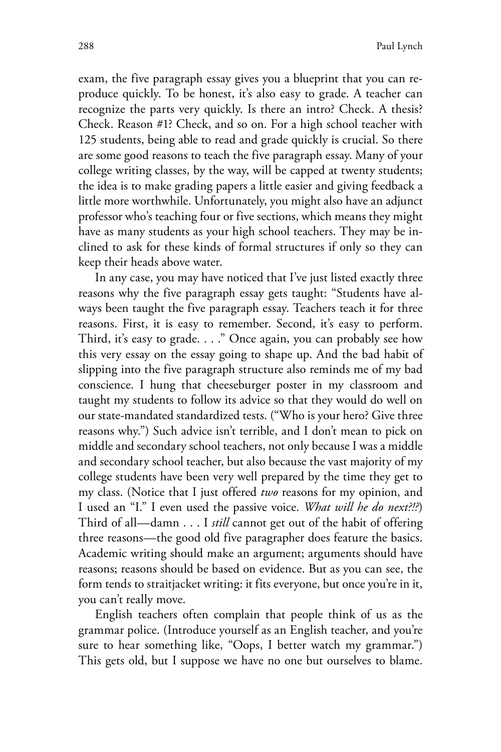exam, the five paragraph essay gives you a blueprint that you can reproduce quickly. To be honest, it's also easy to grade. A teacher can recognize the parts very quickly. Is there an intro? Check. A thesis? Check. Reason #1? Check, and so on. For a high school teacher with 125 students, being able to read and grade quickly is crucial. So there are some good reasons to teach the five paragraph essay. Many of your college writing classes, by the way, will be capped at twenty students; the idea is to make grading papers a little easier and giving feedback a little more worthwhile. Unfortunately, you might also have an adjunct professor who's teaching four or five sections, which means they might have as many students as your high school teachers. They may be inclined to ask for these kinds of formal structures if only so they can keep their heads above water.

In any case, you may have noticed that I've just listed exactly three reasons why the five paragraph essay gets taught: "Students have always been taught the five paragraph essay. Teachers teach it for three reasons. First, it is easy to remember. Second, it's easy to perform. Third, it's easy to grade. . . ." Once again, you can probably see how this very essay on the essay going to shape up. And the bad habit of slipping into the five paragraph structure also reminds me of my bad conscience. I hung that cheeseburger poster in my classroom and taught my students to follow its advice so that they would do well on our state-mandated standardized tests. ("Who is your hero? Give three reasons why.") Such advice isn't terrible, and I don't mean to pick on middle and secondary school teachers, not only because I was a middle and secondary school teacher, but also because the vast majority of my college students have been very well prepared by the time they get to my class. (Notice that I just offered *two* reasons for my opinion, and I used an "I." I even used the passive voice. *What will he do next?!?*) Third of all—damn . . . I *still* cannot get out of the habit of offering three reasons—the good old five paragrapher does feature the basics. Academic writing should make an argument; arguments should have reasons; reasons should be based on evidence. But as you can see, the form tends to straitjacket writing: it fits everyone, but once you're in it, you can't really move.

English teachers often complain that people think of us as the grammar police. (Introduce yourself as an English teacher, and you're sure to hear something like, "Oops, I better watch my grammar.") This gets old, but I suppose we have no one but ourselves to blame.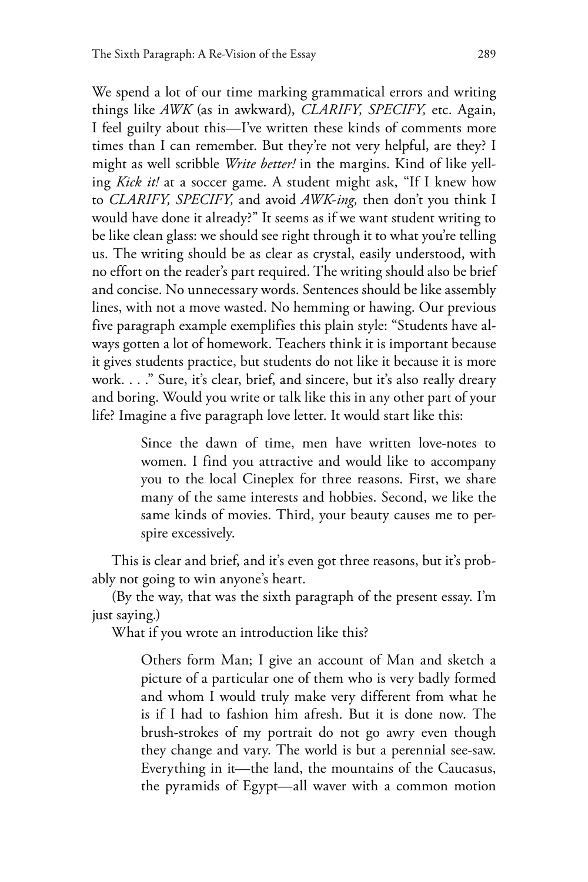We spend a lot of our time marking grammatical errors and writing things like *AWK* (as in awkward), *CLARIFY, SPECIFY,* etc. Again, I feel guilty about this—I've written these kinds of comments more times than I can remember. But they're not very helpful, are they? I might as well scribble *Write better!* in the margins. Kind of like yelling *Kick it!* at a soccer game. A student might ask, "If I knew how to *CLARIFY, SPECIFY,* and avoid *AWK-ing,* then don't you think I would have done it already?" It seems as if we want student writing to be like clean glass: we should see right through it to what you're telling us. The writing should be as clear as crystal, easily understood, with no effort on the reader's part required. The writing should also be brief and concise. No unnecessary words. Sentences should be like assembly lines, with not a move wasted. No hemming or hawing. Our previous five paragraph example exemplifies this plain style: "Students have always gotten a lot of homework. Teachers think it is important because it gives students practice, but students do not like it because it is more work. . . ." Sure, it's clear, brief, and sincere, but it's also really dreary and boring. Would you write or talk like this in any other part of your life? Imagine a five paragraph love letter. It would start like this:

> Since the dawn of time, men have written love-notes to women. I find you attractive and would like to accompany you to the local Cineplex for three reasons. First, we share many of the same interests and hobbies. Second, we like the same kinds of movies. Third, your beauty causes me to perspire excessively.

This is clear and brief, and it's even got three reasons, but it's probably not going to win anyone's heart.

(By the way, that was the sixth paragraph of the present essay. I'm just saying.)

What if you wrote an introduction like this?

> Others form Man; I give an account of Man and sketch a picture of a particular one of them who is very badly formed and whom I would truly make very different from what he is if I had to fashion him afresh. But it is done now. The brush-strokes of my portrait do not go awry even though they change and vary. The world is but a perennial see-saw. Everything in it—the land, the mountains of the Caucasus, the pyramids of Egypt—all waver with a common motion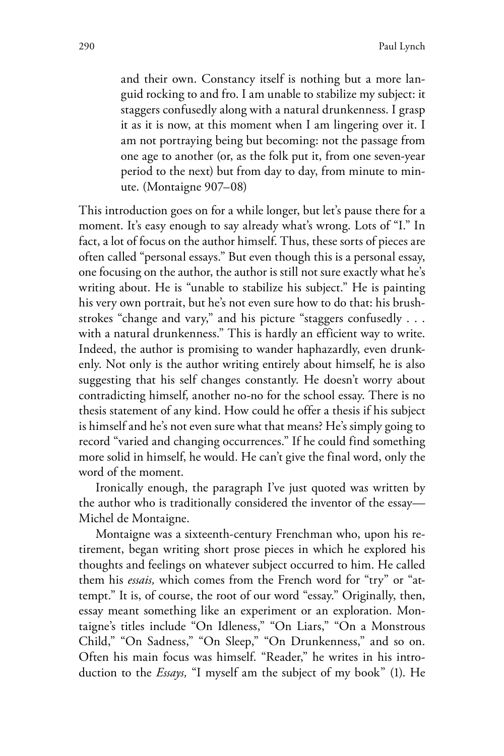> and their own. Constancy itself is nothing but a more languid rocking to and fro. I am unable to stabilize my subject: it staggers confusedly along with a natural drunkenness. I grasp it as it is now, at this moment when I am lingering over it. I am not portraying being but becoming: not the passage from one age to another (or, as the folk put it, from one seven-year period to the next) but from day to day, from minute to minute. (Montaigne 907–08)

This introduction goes on for a while longer, but let's pause there for a moment. It's easy enough to say already what's wrong. Lots of "I." In fact, a lot of focus on the author himself. Thus, these sorts of pieces are often called "personal essays." But even though this is a personal essay, one focusing on the author, the author is still not sure exactly what he's writing about. He is "unable to stabilize his subject." He is painting his very own portrait, but he's not even sure how to do that: his brushstrokes "change and vary," and his picture "staggers confusedly . . . with a natural drunkenness." This is hardly an efficient way to write. Indeed, the author is promising to wander haphazardly, even drunkenly. Not only is the author writing entirely about himself, he is also suggesting that his self changes constantly. He doesn't worry about contradicting himself, another no-no for the school essay. There is no thesis statement of any kind. How could he offer a thesis if his subject is himself and he's not even sure what that means? He's simply going to record "varied and changing occurrences." If he could find something more solid in himself, he would. He can't give the final word, only the word of the moment.

Ironically enough, the paragraph I've just quoted was written by the author who is traditionally considered the inventor of the essay—Michel de Montaigne.

Montaigne was a sixteenth-century Frenchman who, upon his retirement, began writing short prose pieces in which he explored his thoughts and feelings on whatever subject occurred to him. He called them his *essais,* which comes from the French word for "try" or "attempt." It is, of course, the root of our word "essay." Originally, then, essay meant something like an experiment or an exploration. Montaigne's titles include "On Idleness," "On Liars," "On a Monstrous Child," "On Sadness," "On Sleep," "On Drunkenness," and so on. Often his main focus was himself. "Reader," he writes in his introduction to the *Essays,* "I myself am the subject of my book" (1). He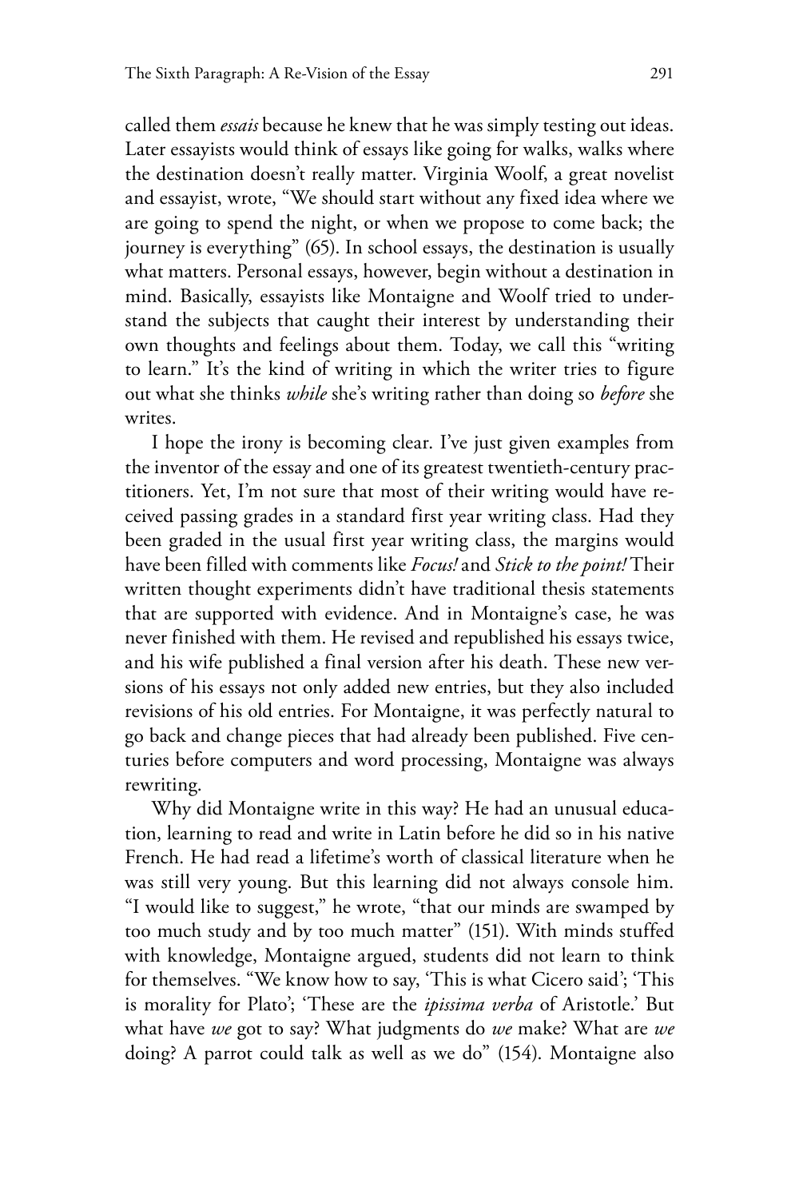called them *essais* because he knew that he was simply testing out ideas. Later essayists would think of essays like going for walks, walks where the destination doesn't really matter. Virginia Woolf, a great novelist and essayist, wrote, "We should start without any fixed idea where we are going to spend the night, or when we propose to come back; the journey is everything" (65). In school essays, the destination is usually what matters. Personal essays, however, begin without a destination in mind. Basically, essayists like Montaigne and Woolf tried to understand the subjects that caught their interest by understanding their own thoughts and feelings about them. Today, we call this "writing to learn." It's the kind of writing in which the writer tries to figure out what she thinks *while* she's writing rather than doing so *before* she writes.

I hope the irony is becoming clear. I've just given examples from the inventor of the essay and one of its greatest twentieth-century practitioners. Yet, I'm not sure that most of their writing would have received passing grades in a standard first year writing class. Had they been graded in the usual first year writing class, the margins would have been filled with comments like *Focus!* and *Stick to the point!* Their written thought experiments didn't have traditional thesis statements that are supported with evidence. And in Montaigne's case, he was never finished with them. He revised and republished his essays twice, and his wife published a final version after his death. These new versions of his essays not only added new entries, but they also included revisions of his old entries. For Montaigne, it was perfectly natural to go back and change pieces that had already been published. Five centuries before computers and word processing, Montaigne was always rewriting.

Why did Montaigne write in this way? He had an unusual education, learning to read and write in Latin before he did so in his native French. He had read a lifetime's worth of classical literature when he was still very young. But this learning did not always console him. "I would like to suggest," he wrote, "that our minds are swamped by too much study and by too much matter" (151). With minds stuffed with knowledge, Montaigne argued, students did not learn to think for themselves. "We know how to say, 'This is what Cicero said'; 'This is morality for Plato'; 'These are the *ipissima verba* of Aristotle.' But what have *we* got to say? What judgments do *we* make? What are *we* doing? A parrot could talk as well as we do" (154). Montaigne also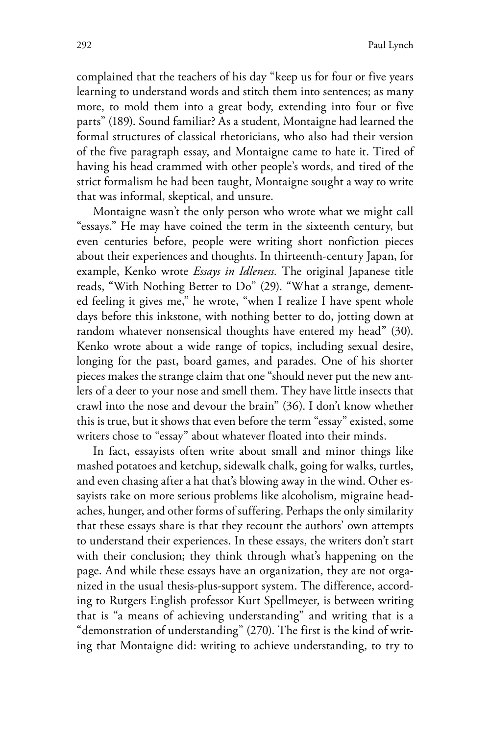complained that the teachers of his day "keep us for four or five years learning to understand words and stitch them into sentences; as many more, to mold them into a great body, extending into four or five parts" (189). Sound familiar? As a student, Montaigne had learned the formal structures of classical rhetoricians, who also had their version of the five paragraph essay, and Montaigne came to hate it. Tired of having his head crammed with other people's words, and tired of the strict formalism he had been taught, Montaigne sought a way to write that was informal, skeptical, and unsure.

Montaigne wasn't the only person who wrote what we might call "essays." He may have coined the term in the sixteenth century, but even centuries before, people were writing short nonfiction pieces about their experiences and thoughts. In thirteenth-century Japan, for example, Kenko wrote *Essays in Idleness.* The original Japanese title reads, "With Nothing Better to Do" (29). "What a strange, demented feeling it gives me," he wrote, "when I realize I have spent whole days before this inkstone, with nothing better to do, jotting down at random whatever nonsensical thoughts have entered my head" (30). Kenko wrote about a wide range of topics, including sexual desire, longing for the past, board games, and parades. One of his shorter pieces makes the strange claim that one "should never put the new antlers of a deer to your nose and smell them. They have little insects that crawl into the nose and devour the brain" (36). I don't know whether this is true, but it shows that even before the term "essay" existed, some writers chose to "essay" about whatever floated into their minds.

In fact, essayists often write about small and minor things like mashed potatoes and ketchup, sidewalk chalk, going for walks, turtles, and even chasing after a hat that's blowing away in the wind. Other essayists take on more serious problems like alcoholism, migraine headaches, hunger, and other forms of suffering. Perhaps the only similarity that these essays share is that they recount the authors' own attempts to understand their experiences. In these essays, the writers don't start with their conclusion; they think through what's happening on the page. And while these essays have an organization, they are not organized in the usual thesis-plus-support system. The difference, according to Rutgers English professor Kurt Spellmeyer, is between writing that is "a means of achieving understanding" and writing that is a "demonstration of understanding" (270). The first is the kind of writing that Montaigne did: writing to achieve understanding, to try to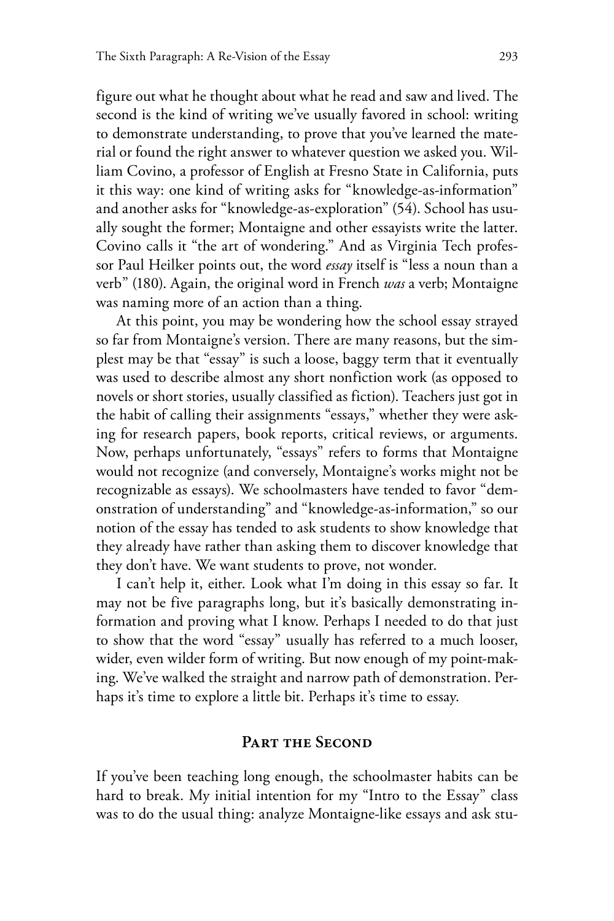figure out what he thought about what he read and saw and lived. The second is the kind of writing we've usually favored in school: writing to demonstrate understanding, to prove that you've learned the material or found the right answer to whatever question we asked you. William Covino, a professor of English at Fresno State in California, puts it this way: one kind of writing asks for "knowledge-as-information" and another asks for "knowledge-as-exploration" (54). School has usually sought the former; Montaigne and other essayists write the latter. Covino calls it "the art of wondering." And as Virginia Tech professor Paul Heilker points out, the word *essay* itself is "less a noun than a verb" (180). Again, the original word in French *was* a verb; Montaigne was naming more of an action than a thing.

At this point, you may be wondering how the school essay strayed so far from Montaigne's version. There are many reasons, but the simplest may be that "essay" is such a loose, baggy term that it eventually was used to describe almost any short nonfiction work (as opposed to novels or short stories, usually classified as fiction). Teachers just got in the habit of calling their assignments "essays," whether they were asking for research papers, book reports, critical reviews, or arguments. Now, perhaps unfortunately, "essays" refers to forms that Montaigne would not recognize (and conversely, Montaigne's works might not be recognizable as essays). We schoolmasters have tended to favor "demonstration of understanding" and "knowledge-as-information," so our notion of the essay has tended to ask students to show knowledge that they already have rather than asking them to discover knowledge that they don't have. We want students to prove, not wonder.

I can't help it, either. Look what I'm doing in this essay so far. It may not be five paragraphs long, but it's basically demonstrating information and proving what I know. Perhaps I needed to do that just to show that the word "essay" usually has referred to a much looser, wider, even wilder form of writing. But now enough of my point-making. We've walked the straight and narrow path of demonstration. Perhaps it's time to explore a little bit. Perhaps it's time to essay.

## Part the Second

If you've been teaching long enough, the schoolmaster habits can be hard to break. My initial intention for my "Intro to the Essay" class was to do the usual thing: analyze Montaigne-like essays and ask stu-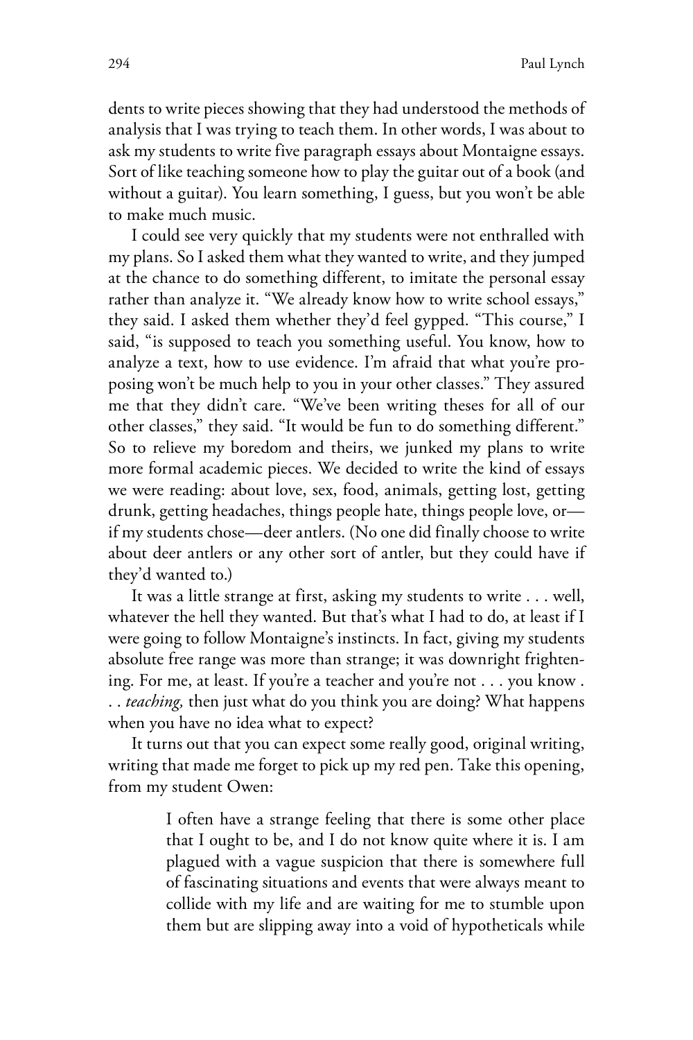dents to write pieces showing that they had understood the methods of analysis that I was trying to teach them. In other words, I was about to ask my students to write five paragraph essays about Montaigne essays. Sort of like teaching someone how to play the guitar out of a book (and without a guitar). You learn something, I guess, but you won't be able to make much music.

I could see very quickly that my students were not enthralled with my plans. So I asked them what they wanted to write, and they jumped at the chance to do something different, to imitate the personal essay rather than analyze it. "We already know how to write school essays," they said. I asked them whether they'd feel gypped. "This course," I said, "is supposed to teach you something useful. You know, how to analyze a text, how to use evidence. I'm afraid that what you're proposing won't be much help to you in your other classes." They assured me that they didn't care. "We've been writing theses for all of our other classes," they said. "It would be fun to do something different." So to relieve my boredom and theirs, we junked my plans to write more formal academic pieces. We decided to write the kind of essays we were reading: about love, sex, food, animals, getting lost, getting drunk, getting headaches, things people hate, things people love, or—if my students chose—deer antlers. (No one did finally choose to write about deer antlers or any other sort of antler, but they could have if they'd wanted to.)

It was a little strange at first, asking my students to write . . . well, whatever the hell they wanted. But that's what I had to do, at least if I were going to follow Montaigne's instincts. In fact, giving my students absolute free range was more than strange; it was downright frightening. For me, at least. If you're a teacher and you're not . . . you know . . . *teaching,* then just what do you think you are doing? What happens when you have no idea what to expect?

It turns out that you can expect some really good, original writing, writing that made me forget to pick up my red pen. Take this opening, from my student Owen:

> I often have a strange feeling that there is some other place that I ought to be, and I do not know quite where it is. I am plagued with a vague suspicion that there is somewhere full of fascinating situations and events that were always meant to collide with my life and are waiting for me to stumble upon them but are slipping away into a void of hypotheticals while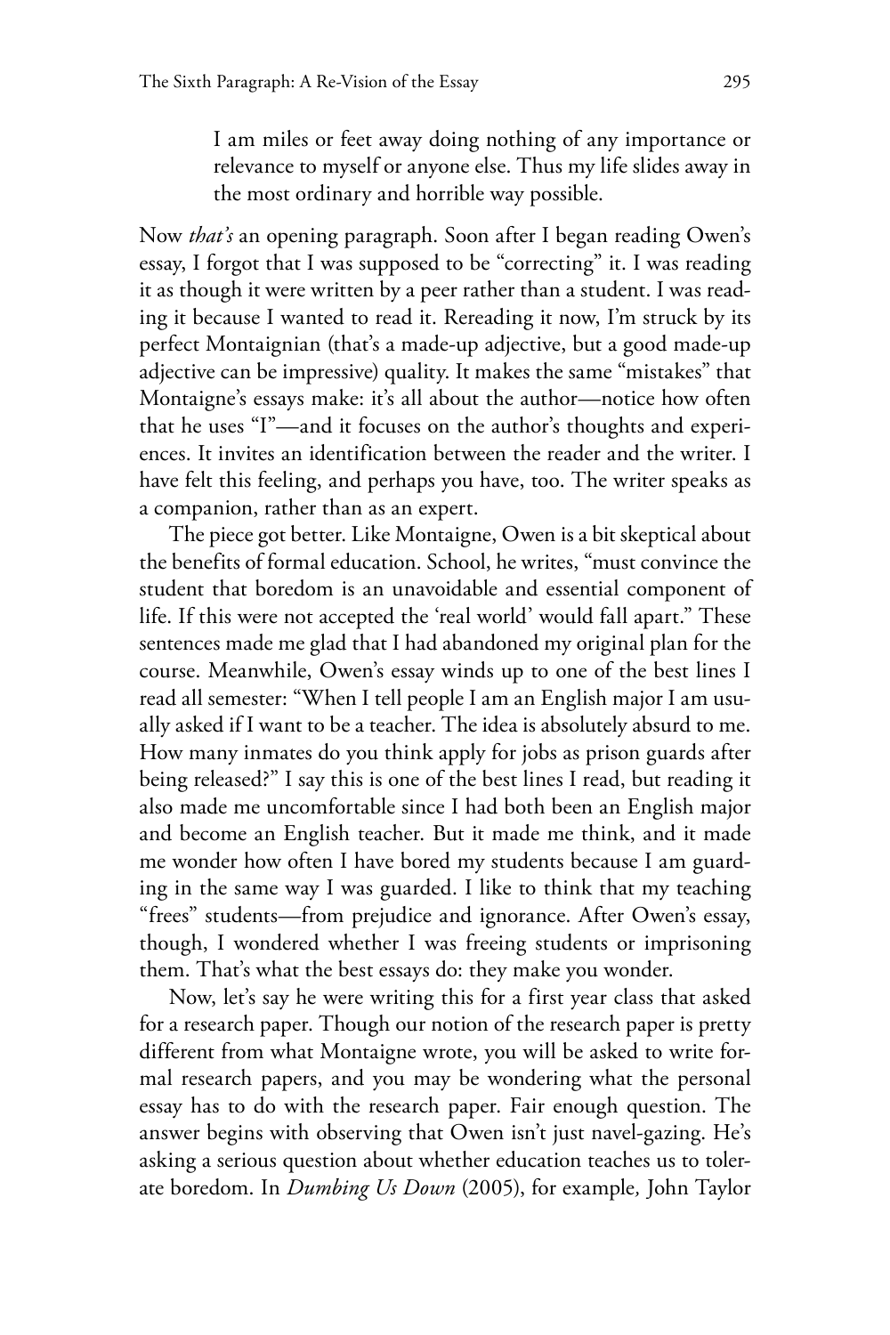> I am miles or feet away doing nothing of any importance or relevance to myself or anyone else. Thus my life slides away in the most ordinary and horrible way possible.

Now *that's* an opening paragraph. Soon after I began reading Owen's essay, I forgot that I was supposed to be "correcting" it. I was reading it as though it were written by a peer rather than a student. I was reading it because I wanted to read it. Rereading it now, I'm struck by its perfect Montaignian (that's a made-up adjective, but a good made-up adjective can be impressive) quality. It makes the same "mistakes" that Montaigne's essays make: it's all about the author—notice how often that he uses "I"—and it focuses on the author's thoughts and experiences. It invites an identification between the reader and the writer. I have felt this feeling, and perhaps you have, too. The writer speaks as a companion, rather than as an expert.

The piece got better. Like Montaigne, Owen is a bit skeptical about the benefits of formal education. School, he writes, "must convince the student that boredom is an unavoidable and essential component of life. If this were not accepted the 'real world' would fall apart." These sentences made me glad that I had abandoned my original plan for the course. Meanwhile, Owen's essay winds up to one of the best lines I read all semester: "When I tell people I am an English major I am usually asked if I want to be a teacher. The idea is absolutely absurd to me. How many inmates do you think apply for jobs as prison guards after being released?" I say this is one of the best lines I read, but reading it also made me uncomfortable since I had both been an English major and become an English teacher. But it made me think, and it made me wonder how often I have bored my students because I am guarding in the same way I was guarded. I like to think that my teaching "frees" students—from prejudice and ignorance. After Owen's essay, though, I wondered whether I was freeing students or imprisoning them. That's what the best essays do: they make you wonder.

Now, let's say he were writing this for a first year class that asked for a research paper. Though our notion of the research paper is pretty different from what Montaigne wrote, you will be asked to write formal research papers, and you may be wondering what the personal essay has to do with the research paper. Fair enough question. The answer begins with observing that Owen isn't just navel-gazing. He's asking a serious question about whether education teaches us to tolerate boredom. In *Dumbing Us Down* (2005), for example, John Taylor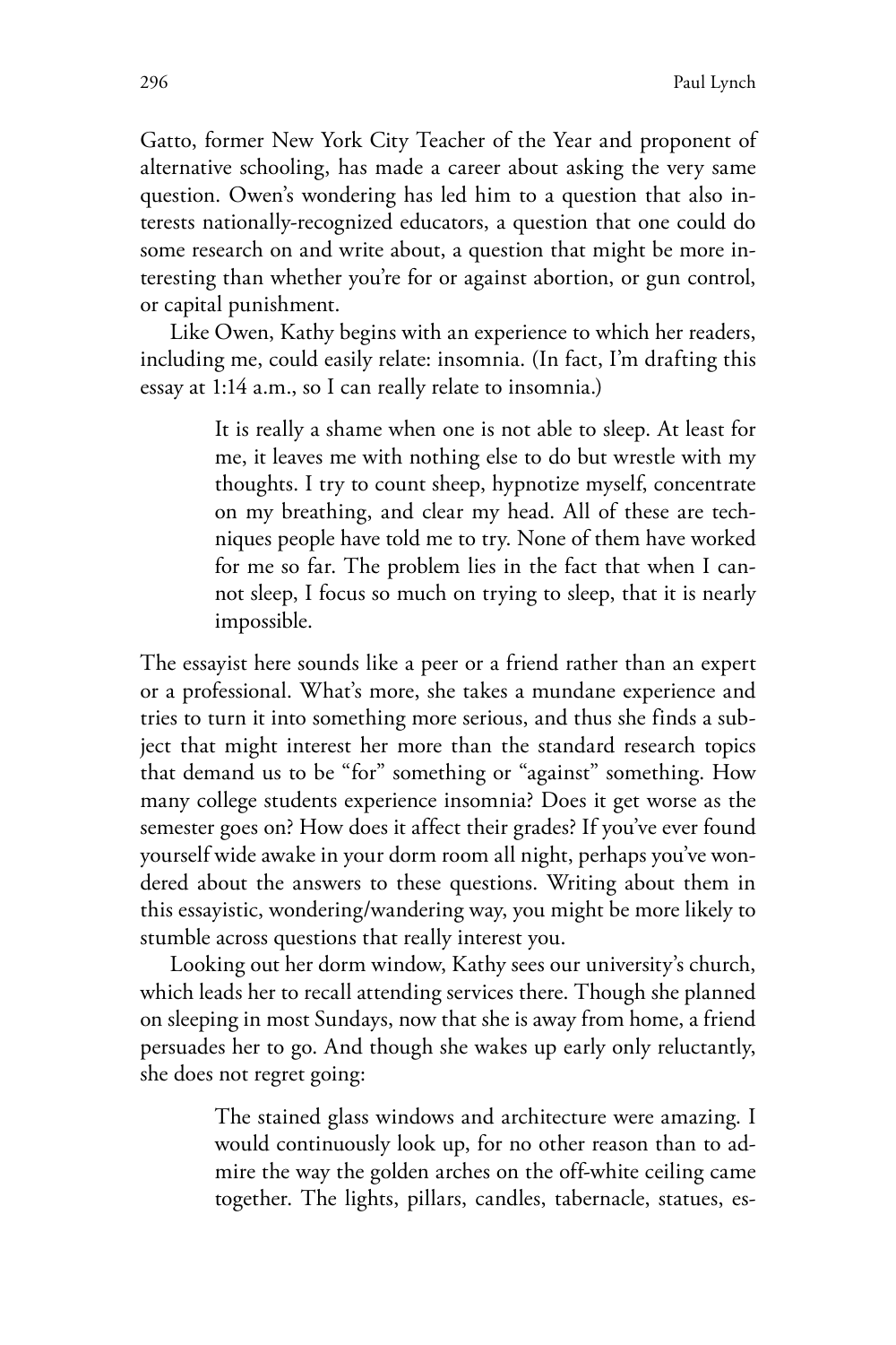Gatto, former New York City Teacher of the Year and proponent of alternative schooling, has made a career about asking the very same question. Owen's wondering has led him to a question that also interests nationally-recognized educators, a question that one could do some research on and write about, a question that might be more interesting than whether you're for or against abortion, or gun control, or capital punishment.

Like Owen, Kathy begins with an experience to which her readers, including me, could easily relate: insomnia. (In fact, I'm drafting this essay at 1:14 a.m., so I can really relate to insomnia.)

> It is really a shame when one is not able to sleep. At least for me, it leaves me with nothing else to do but wrestle with my thoughts. I try to count sheep, hypnotize myself, concentrate on my breathing, and clear my head. All of these are techniques people have told me to try. None of them have worked for me so far. The problem lies in the fact that when I cannot sleep, I focus so much on trying to sleep, that it is nearly impossible.

The essayist here sounds like a peer or a friend rather than an expert or a professional. What's more, she takes a mundane experience and tries to turn it into something more serious, and thus she finds a subject that might interest her more than the standard research topics that demand us to be "for" something or "against" something. How many college students experience insomnia? Does it get worse as the semester goes on? How does it affect their grades? If you've ever found yourself wide awake in your dorm room all night, perhaps you've wondered about the answers to these questions. Writing about them in this essayistic, wondering/wandering way, you might be more likely to stumble across questions that really interest you.

Looking out her dorm window, Kathy sees our university's church, which leads her to recall attending services there. Though she planned on sleeping in most Sundays, now that she is away from home, a friend persuades her to go. And though she wakes up early only reluctantly, she does not regret going:

> The stained glass windows and architecture were amazing. I would continuously look up, for no other reason than to admire the way the golden arches on the off-white ceiling came together. The lights, pillars, candles, tabernacle, statues, es-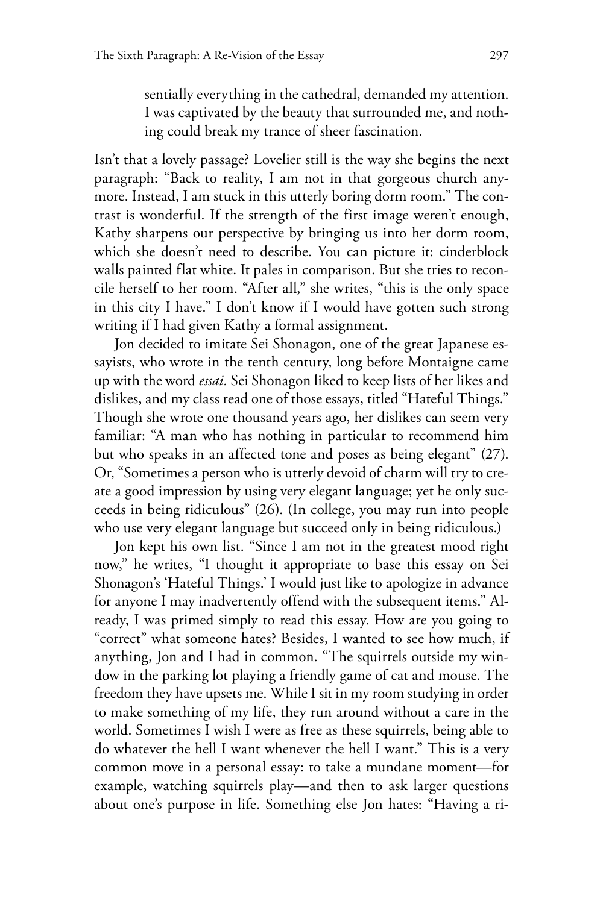> sentially everything in the cathedral, demanded my attention. I was captivated by the beauty that surrounded me, and nothing could break my trance of sheer fascination.

Isn't that a lovely passage? Lovelier still is the way she begins the next paragraph: "Back to reality, I am not in that gorgeous church anymore. Instead, I am stuck in this utterly boring dorm room." The contrast is wonderful. If the strength of the first image weren't enough, Kathy sharpens our perspective by bringing us into her dorm room, which she doesn't need to describe. You can picture it: cinderblock walls painted flat white. It pales in comparison. But she tries to reconcile herself to her room. "After all," she writes, "this is the only space in this city I have." I don't know if I would have gotten such strong writing if I had given Kathy a formal assignment.

Jon decided to imitate Sei Shonagon, one of the great Japanese essayists, who wrote in the tenth century, long before Montaigne came up with the word *essai.* Sei Shonagon liked to keep lists of her likes and dislikes, and my class read one of those essays, titled "Hateful Things." Though she wrote one thousand years ago, her dislikes can seem very familiar: "A man who has nothing in particular to recommend him but who speaks in an affected tone and poses as being elegant" (27). Or, "Sometimes a person who is utterly devoid of charm will try to create a good impression by using very elegant language; yet he only succeeds in being ridiculous" (26). (In college, you may run into people who use very elegant language but succeed only in being ridiculous.)

Jon kept his own list. "Since I am not in the greatest mood right now," he writes, "I thought it appropriate to base this essay on Sei Shonagon's 'Hateful Things.' I would just like to apologize in advance for anyone I may inadvertently offend with the subsequent items." Already, I was primed simply to read this essay. How are you going to "correct" what someone hates? Besides, I wanted to see how much, if anything, Jon and I had in common. "The squirrels outside my window in the parking lot playing a friendly game of cat and mouse. The freedom they have upsets me. While I sit in my room studying in order to make something of my life, they run around without a care in the world. Sometimes I wish I were as free as these squirrels, being able to do whatever the hell I want whenever the hell I want." This is a very common move in a personal essay: to take a mundane moment—for example, watching squirrels play—and then to ask larger questions about one's purpose in life. Something else Jon hates: "Having a ri-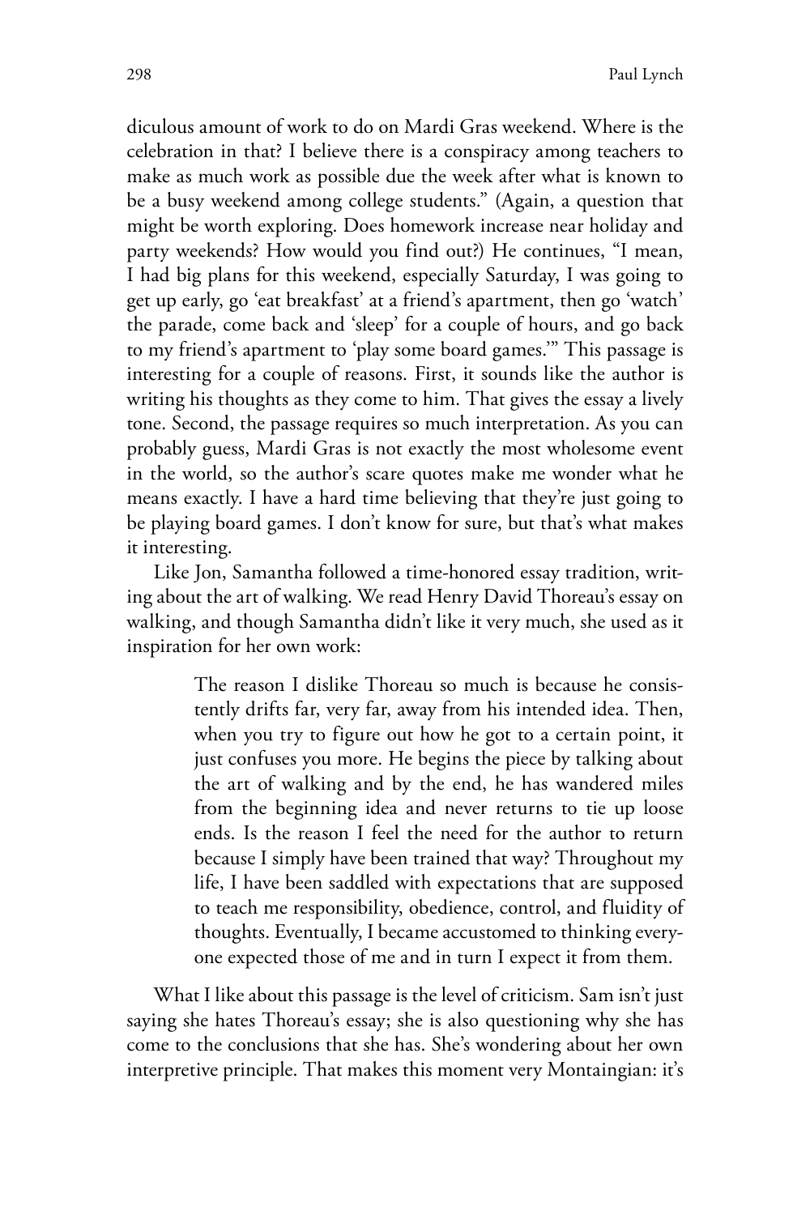diculous amount of work to do on Mardi Gras weekend. Where is the celebration in that? I believe there is a conspiracy among teachers to make as much work as possible due the week after what is known to be a busy weekend among college students." (Again, a question that might be worth exploring. Does homework increase near holiday and party weekends? How would you find out?) He continues, "I mean, I had big plans for this weekend, especially Saturday, I was going to get up early, go 'eat breakfast' at a friend's apartment, then go 'watch' the parade, come back and 'sleep' for a couple of hours, and go back to my friend's apartment to 'play some board games.'" This passage is interesting for a couple of reasons. First, it sounds like the author is writing his thoughts as they come to him. That gives the essay a lively tone. Second, the passage requires so much interpretation. As you can probably guess, Mardi Gras is not exactly the most wholesome event in the world, so the author's scare quotes make me wonder what he means exactly. I have a hard time believing that they're just going to be playing board games. I don't know for sure, but that's what makes it interesting.

Like Jon, Samantha followed a time-honored essay tradition, writing about the art of walking. We read Henry David Thoreau's essay on walking, and though Samantha didn't like it very much, she used as it inspiration for her own work:

> The reason I dislike Thoreau so much is because he consistently drifts far, very far, away from his intended idea. Then, when you try to figure out how he got to a certain point, it just confuses you more. He begins the piece by talking about the art of walking and by the end, he has wandered miles from the beginning idea and never returns to tie up loose ends. Is the reason I feel the need for the author to return because I simply have been trained that way? Throughout my life, I have been saddled with expectations that are supposed to teach me responsibility, obedience, control, and fluidity of thoughts. Eventually, I became accustomed to thinking everyone expected those of me and in turn I expect it from them.

What I like about this passage is the level of criticism. Sam isn't just saying she hates Thoreau's essay; she is also questioning why she has come to the conclusions that she has. She's wondering about her own interpretive principle. That makes this moment very Montaingian: it's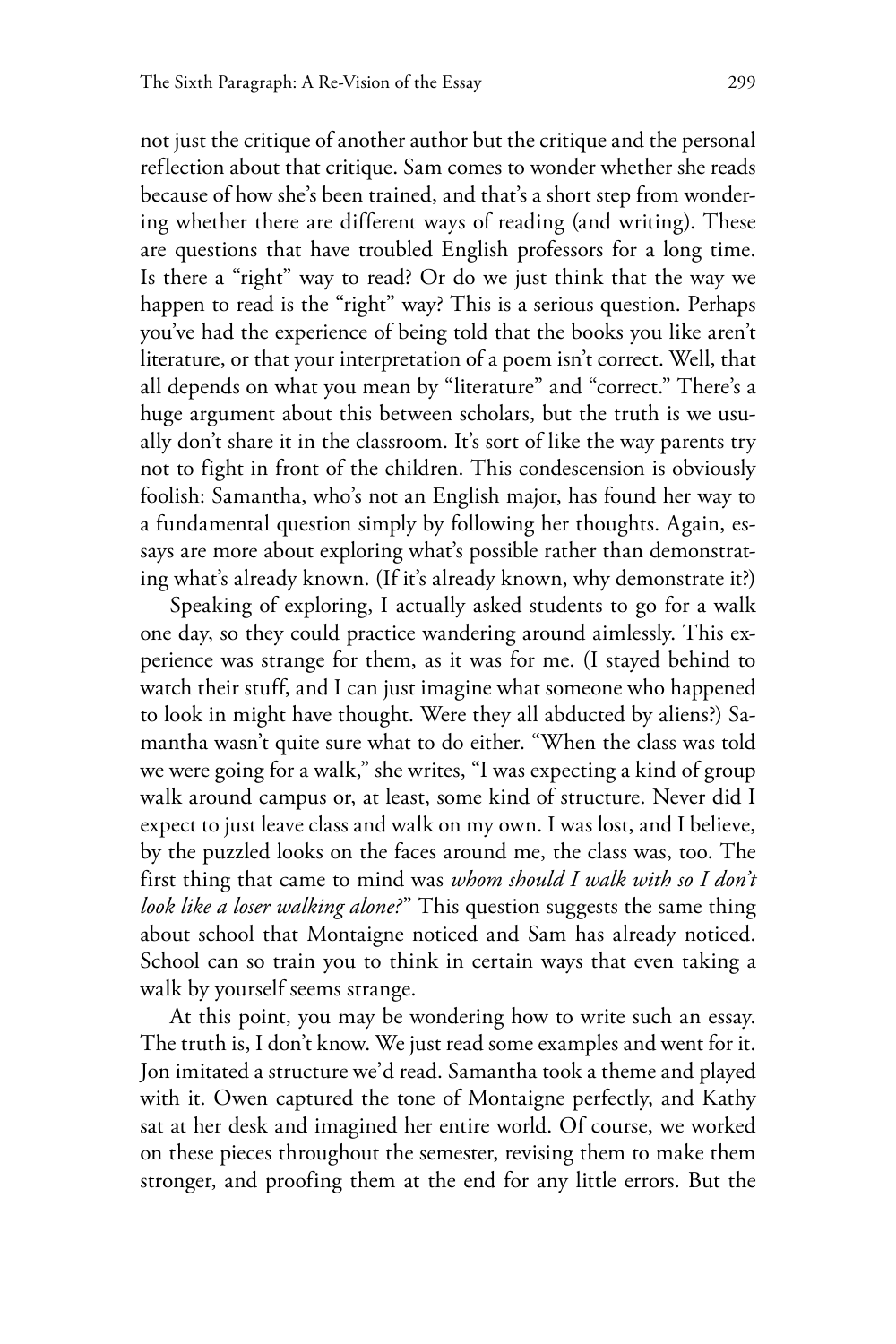not just the critique of another author but the critique and the personal reflection about that critique. Sam comes to wonder whether she reads because of how she's been trained, and that's a short step from wondering whether there are different ways of reading (and writing). These are questions that have troubled English professors for a long time. Is there a "right" way to read? Or do we just think that the way we happen to read is the "right" way? This is a serious question. Perhaps you've had the experience of being told that the books you like aren't literature, or that your interpretation of a poem isn't correct. Well, that all depends on what you mean by "literature" and "correct." There's a huge argument about this between scholars, but the truth is we usually don't share it in the classroom. It's sort of like the way parents try not to fight in front of the children. This condescension is obviously foolish: Samantha, who's not an English major, has found her way to a fundamental question simply by following her thoughts. Again, essays are more about exploring what's possible rather than demonstrating what's already known. (If it's already known, why demonstrate it?)

Speaking of exploring, I actually asked students to go for a walk one day, so they could practice wandering around aimlessly. This experience was strange for them, as it was for me. (I stayed behind to watch their stuff, and I can just imagine what someone who happened to look in might have thought. Were they all abducted by aliens?) Samantha wasn't quite sure what to do either. "When the class was told we were going for a walk," she writes, "I was expecting a kind of group walk around campus or, at least, some kind of structure. Never did I expect to just leave class and walk on my own. I was lost, and I believe, by the puzzled looks on the faces around me, the class was, too. The first thing that came to mind was *whom should I walk with so I don't look like a loser walking alone?*" This question suggests the same thing about school that Montaigne noticed and Sam has already noticed. School can so train you to think in certain ways that even taking a walk by yourself seems strange.

At this point, you may be wondering how to write such an essay. The truth is, I don't know. We just read some examples and went for it. Jon imitated a structure we'd read. Samantha took a theme and played with it. Owen captured the tone of Montaigne perfectly, and Kathy sat at her desk and imagined her entire world. Of course, we worked on these pieces throughout the semester, revising them to make them stronger, and proofing them at the end for any little errors. But the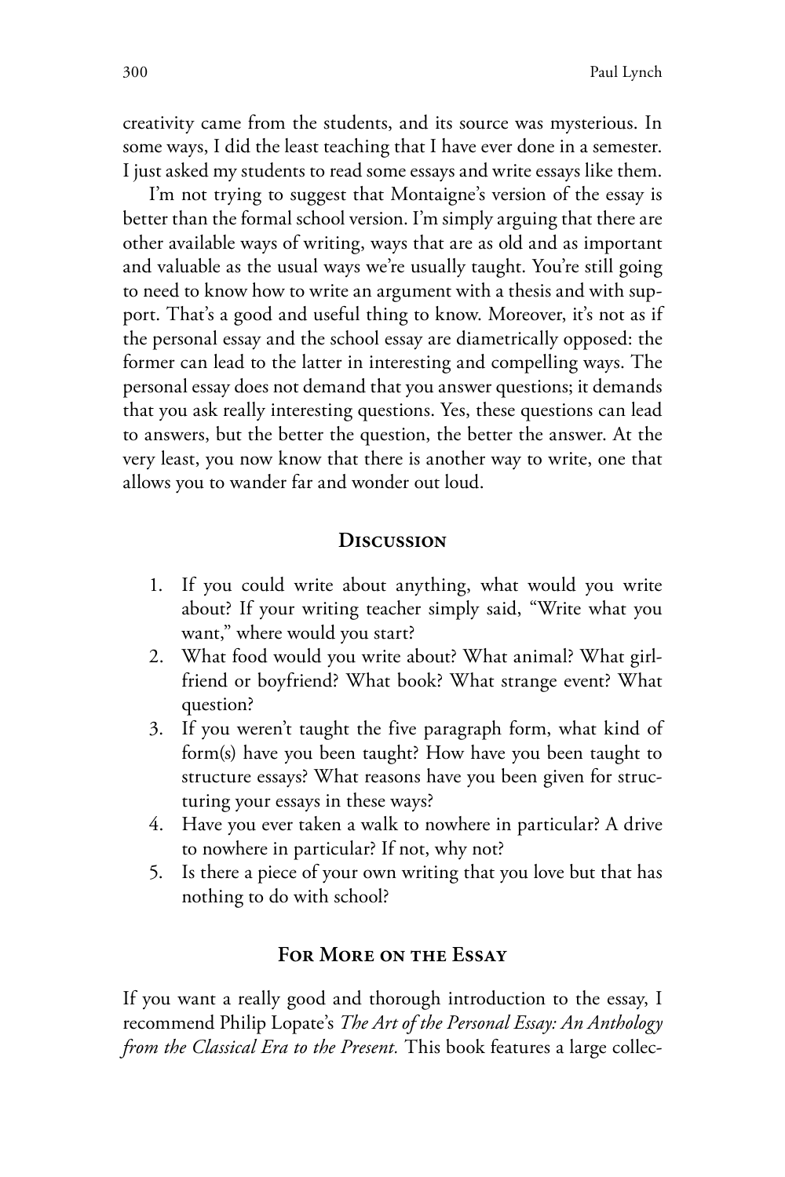creativity came from the students, and its source was mysterious. In some ways, I did the least teaching that I have ever done in a semester. I just asked my students to read some essays and write essays like them.

I'm not trying to suggest that Montaigne's version of the essay is better than the formal school version. I'm simply arguing that there are other available ways of writing, ways that are as old and as important and valuable as the usual ways we're usually taught. You're still going to need to know how to write an argument with a thesis and with support. That's a good and useful thing to know. Moreover, it's not as if the personal essay and the school essay are diametrically opposed: the former can lead to the latter in interesting and compelling ways. The personal essay does not demand that you answer questions; it demands that you ask really interesting questions. Yes, these questions can lead to answers, but the better the question, the better the answer. At the very least, you now know that there is another way to write, one that allows you to wander far and wonder out loud.

## Discussion

1. If you could write about anything, what would you write about? If your writing teacher simply said, "Write what you want," where would you start?
2. What food would you write about? What animal? What girlfriend or boyfriend? What book? What strange event? What question?
3. If you weren't taught the five paragraph form, what kind of form(s) have you been taught? How have you been taught to structure essays? What reasons have you been given for structuring your essays in these ways?
4. Have you ever taken a walk to nowhere in particular? A drive to nowhere in particular? If not, why not?
5. Is there a piece of your own writing that you love but that has nothing to do with school?

## For More on the Essay

If you want a really good and thorough introduction to the essay, I recommend Philip Lopate's *The Art of the Personal Essay: An Anthology from the Classical Era to the Present.* This book features a large collec-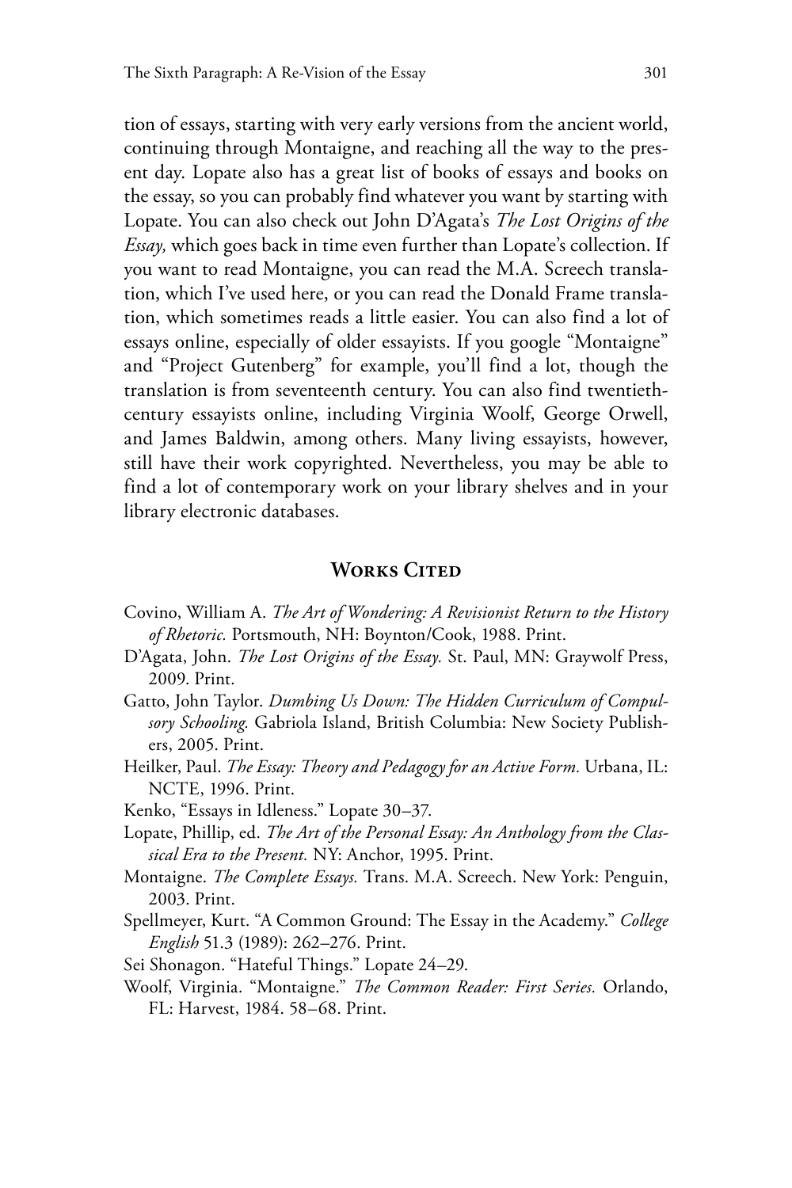tion of essays, starting with very early versions from the ancient world, continuing through Montaigne, and reaching all the way to the present day. Lopate also has a great list of books of essays and books on the essay, so you can probably find whatever you want by starting with Lopate. You can also check out John D'Agata's *The Lost Origins of the Essay,* which goes back in time even further than Lopate's collection. If you want to read Montaigne, you can read the M.A. Screech translation, which I've used here, or you can read the Donald Frame translation, which sometimes reads a little easier. You can also find a lot of essays online, especially of older essayists. If you google "Montaigne" and "Project Gutenberg" for example, you'll find a lot, though the translation is from seventeenth century. You can also find twentieth-century essayists online, including Virginia Woolf, George Orwell, and James Baldwin, among others. Many living essayists, however, still have their work copyrighted. Nevertheless, you may be able to find a lot of contemporary work on your library shelves and in your library electronic databases.

## Works Cited

Covino, William A. *The Art of Wondering: A Revisionist Return to the History of Rhetoric.* Portsmouth, NH: Boynton/Cook, 1988. Print.

D'Agata, John. *The Lost Origins of the Essay.* St. Paul, MN: Graywolf Press, 2009. Print.

Gatto, John Taylor. *Dumbing Us Down: The Hidden Curriculum of Compulsory Schooling.* Gabriola Island, British Columbia: New Society Publishers, 2005. Print.

Heilker, Paul. *The Essay: Theory and Pedagogy for an Active Form.* Urbana, IL: NCTE, 1996. Print.

Kenko, "Essays in Idleness." Lopate 30–37.

Lopate, Phillip, ed. *The Art of the Personal Essay: An Anthology from the Classical Era to the Present.* NY: Anchor, 1995. Print.

Montaigne. *The Complete Essays.* Trans. M.A. Screech. New York: Penguin, 2003. Print.

Spellmeyer, Kurt. "A Common Ground: The Essay in the Academy." *College English* 51.3 (1989): 262–276. Print.

Sei Shonagon. "Hateful Things." Lopate 24–29.

Woolf, Virginia. "Montaigne." *The Common Reader: First Series.* Orlando, FL: Harvest, 1984. 58–68. Print.